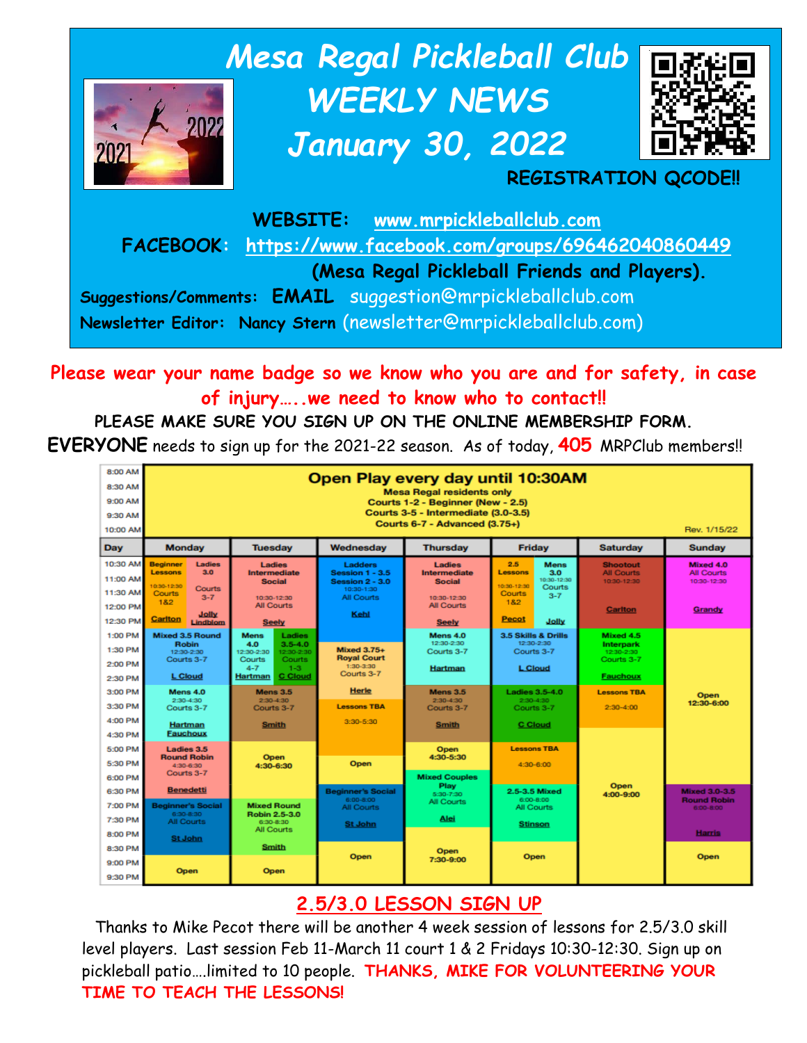# Mesa Regal Pickleball Club

# WEEKLY NEWS

# January 30, 2022

**REGISTRATION QCODE!!**

**WEBSITE:** www.mrpickleballclub.com

**FACEBOOK:** https://www.facebook.com/groups/696462040860449 **(Mesa Regal Pickleball Friends and Players).**

**Suggestions/Comments: EMAIL** suggestion@mrpickleballclub.com

**Newsletter Editor: Nancy Stern** (newsletter@mrpickleballclub.com)

**Please wear your name badge so we know who you are and for safety, in case of injury…..we need to know who to contact!!**

**PLEASE MAKE SURE YOU SIGN UP ON THE ONLINE MEMBERSHIP FORM.**

**EVERYONE** needs to sign up for the 2021-22 season. As of today, **405** MRPClub members!!

**Open Play every day until 10:30AM** (8:00 AM – 10:00 AM)
Mesa Regal residents only
Courts 1-2 - Beginner (New - 2.5)
Courts 3-5 - Intermediate (3.0-3.5)
Courts 6-7 - Advanced (3.75+)

Rev. 1/15/22

| Day | Monday | Tuesday | Wednesday | Thursday | Friday | Saturday | Sunday |
|---|---|---|---|---|---|---|---|
| 10:30 AM – 12:30 PM | Beginner Lessons 10:30-12:30 Courts 1&2 Carlton; Ladies 3.0 Courts 3-7 Jolly Lindblom | Ladies Intermediate Social 10:30-12:30 All Courts Seely | Ladders Session 1 - 3.5, Session 2 - 3.0 10:30-1:30 All Courts Kehl | Ladies Intermediate Social 10:30-12:30 All Courts Seely | 2.5 Lessons 10:30-12:30 Courts 1&2 Pecot; Mens 3.0 10:30-12:30 Courts 3-7 Jolly | Shootout All Courts 10:30-12:30 Carlton | Mixed 4.0 All Courts 10:30-12:30 Grandy |
| 1:00 PM – 2:30 PM | Mixed 3.5 Round Robin 12:30-2:30 Courts 3-7 L Cloud | Mens 4.0 12:30-2:30 Courts 4-7 Hartman; Ladies 3.5-4.0 12:30-2:30 Courts 1-3 C Cloud | Mixed 3.75+ Royal Court 1:30-3:30 Courts 3-7 Herle | Mens 4.0 12:30-2:30 Courts 3-7 Hartman | 3.5 Skills & Drills 12:30-2:30 Courts 3-7 L Cloud | Mixed 4.5 Interpark 12:30-2:30 Courts 3-7 Fauchoux | Open 12:30-6:00 |
| 3:00 PM – 4:30 PM | Mens 4.0 2:30-4:30 Courts 3-7 Hartman Fauchoux | Mens 3.5 2:30-4:30 Courts 3-7 Smith | Lessons TBA 3:30-5:30 | Mens 3.5 2:30-4:30 Courts 3-7 Smith | Ladies 3.5-4.0 2:30-4:30 Courts 3-7 C Cloud | Lessons TBA 2:30-4:00 | |
| 5:00 PM – 6:30 PM | Ladies 3.5 Round Robin 4:30-6:30 Courts 3-7 Benedetti | Open 4:30-6:30 | Open | Open 4:30-5:30; Mixed Couples Play 5:30-7:30 All Courts Alei | Lessons TBA 4:30-6:00 | Open 4:00-9:00 | |
| 6:30 PM – 8:30 PM | Beginner's Social 6:30-8:30 All Courts St John | Mixed Round Robin 2.5-3.0 6:30-8:30 All Courts Smith | Beginner's Social 6:00-8:00 All Courts St John | | 2.5-3.5 Mixed 6:00-8:00 All Courts Stinson | | Mixed 3.0-3.5 Round Robin 6:00-8:00 Harris |
| 8:30 PM – 9:30 PM | Open | Open | Open | Open 7:30-9:00 | Open | | Open |

## 2.5/3.0 LESSON SIGN UP

Thanks to Mike Pecot there will be another 4 week session of lessons for 2.5/3.0 skill level players. Last session Feb 11-March 11 court 1 & 2 Fridays 10:30-12:30. Sign up on pickleball patio….limited to 10 people. **THANKS, MIKE FOR VOLUNTEERING YOUR TIME TO TEACH THE LESSONS!**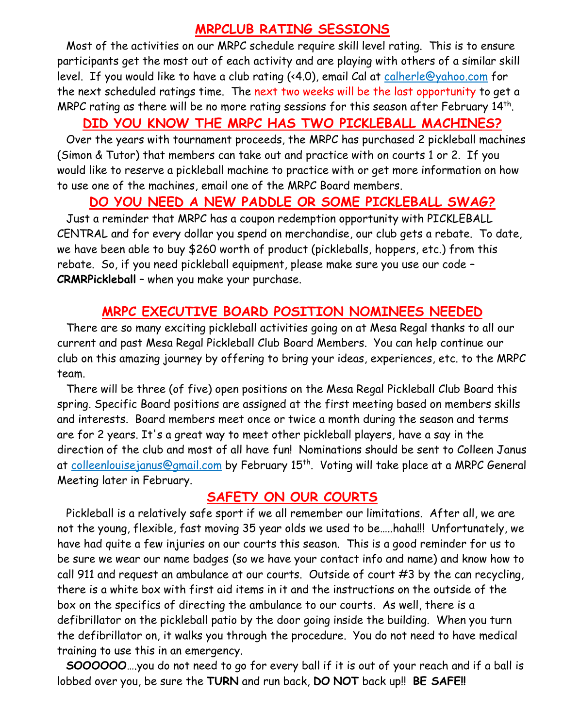## MRPCLUB RATING SESSIONS

Most of the activities on our MRPC schedule require skill level rating. This is to ensure participants get the most out of each activity and are playing with others of a similar skill level. If you would like to have a club rating (<4.0), email Cal at calherle@yahoo.com for the next scheduled ratings time. The next two weeks will be the last opportunity to get a MRPC rating as there will be no more rating sessions for this season after February 14th.

## DID YOU KNOW THE MRPC HAS TWO PICKLEBALL MACHINES?

Over the years with tournament proceeds, the MRPC has purchased 2 pickleball machines (Simon & Tutor) that members can take out and practice with on courts 1 or 2. If you would like to reserve a pickleball machine to practice with or get more information on how to use one of the machines, email one of the MRPC Board members.

## DO YOU NEED A NEW PADDLE OR SOME PICKLEBALL SWAG?

Just a reminder that MRPC has a coupon redemption opportunity with PICKLEBALL CENTRAL and for every dollar you spend on merchandise, our club gets a rebate. To date, we have been able to buy $260 worth of product (pickleballs, hoppers, etc.) from this rebate. So, if you need pickleball equipment, please make sure you use our code – **CRMRPickleball** – when you make your purchase.

## MRPC EXECUTIVE BOARD POSITION NOMINEES NEEDED

There are so many exciting pickleball activities going on at Mesa Regal thanks to all our current and past Mesa Regal Pickleball Club Board Members. You can help continue our club on this amazing journey by offering to bring your ideas, experiences, etc. to the MRPC team.

There will be three (of five) open positions on the Mesa Regal Pickleball Club Board this spring. Specific Board positions are assigned at the first meeting based on members skills and interests. Board members meet once or twice a month during the season and terms are for 2 years. It's a great way to meet other pickleball players, have a say in the direction of the club and most of all have fun! Nominations should be sent to Colleen Janus at colleenlouisejanus@gmail.com by February 15th. Voting will take place at a MRPC General Meeting later in February.

## SAFETY ON OUR COURTS

Pickleball is a relatively safe sport if we all remember our limitations. After all, we are not the young, flexible, fast moving 35 year olds we used to be.....haha!!! Unfortunately, we have had quite a few injuries on our courts this season. This is a good reminder for us to be sure we wear our name badges (so we have your contact info and name) and know how to call 911 and request an ambulance at our courts. Outside of court #3 by the can recycling, there is a white box with first aid items in it and the instructions on the outside of the box on the specifics of directing the ambulance to our courts. As well, there is a defibrillator on the pickleball patio by the door going inside the building. When you turn the defibrillator on, it walks you through the procedure. You do not need to have medical training to use this in an emergency.

**SOOOOOO**….you do not need to go for every ball if it is out of your reach and if a ball is lobbed over you, be sure the **TURN** and run back, **DO NOT** back up!! **BE SAFE!!**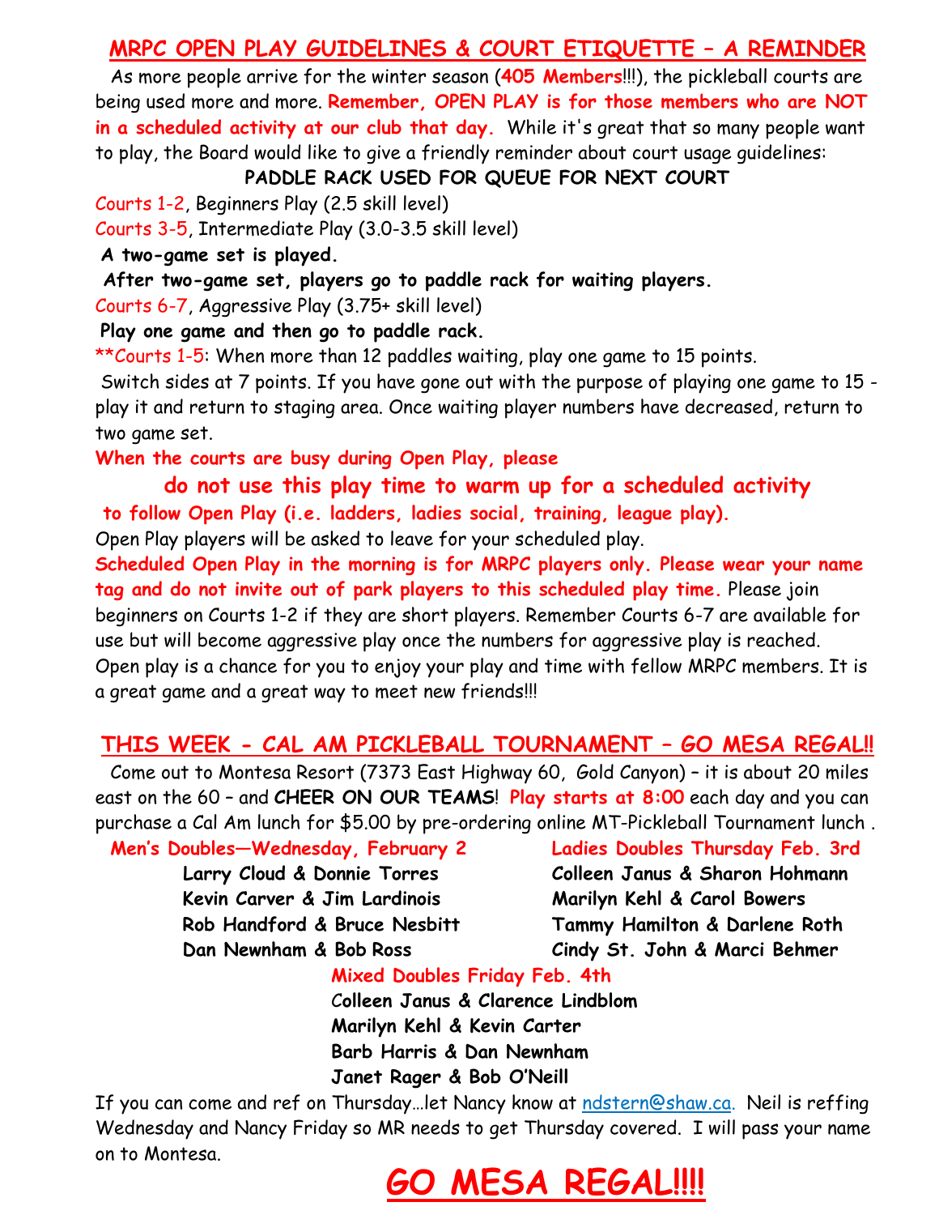## MRPC OPEN PLAY GUIDELINES & COURT ETIQUETTE – A REMINDER

As more people arrive for the winter season (**405 Members**!!!), the pickleball courts are being used more and more. **Remember, OPEN PLAY is for those members who are NOT in a scheduled activity at our club that day.** While it's great that so many people want to play, the Board would like to give a friendly reminder about court usage guidelines:

**PADDLE RACK USED FOR QUEUE FOR NEXT COURT**

Courts 1-2, Beginners Play (2.5 skill level)

Courts 3-5, Intermediate Play (3.0-3.5 skill level)

**A two-game set is played.**

**After two-game set, players go to paddle rack for waiting players.**

Courts 6-7, Aggressive Play (3.75+ skill level)

**Play one game and then go to paddle rack.**

**Courts 1-5: When more than 12 paddles waiting, play one game to 15 points.

Switch sides at 7 points. If you have gone out with the purpose of playing one game to 15 - play it and return to staging area. Once waiting player numbers have decreased, return to two game set.

**When the courts are busy during Open Play, please**

**do not use this play time to warm up for a scheduled activity**

**to follow Open Play (i.e. ladders, ladies social, training, league play).**

Open Play players will be asked to leave for your scheduled play.

**Scheduled Open Play in the morning is for MRPC players only. Please wear your name tag and do not invite out of park players to this scheduled play time.** Please join beginners on Courts 1-2 if they are short players. Remember Courts 6-7 are available for use but will become aggressive play once the numbers for aggressive play is reached. Open play is a chance for you to enjoy your play and time with fellow MRPC members. It is a great game and a great way to meet new friends!!!

## THIS WEEK - CAL AM PICKLEBALL TOURNAMENT – GO MESA REGAL!!

Come out to Montesa Resort (7373 East Highway 60, Gold Canyon) – it is about 20 miles east on the 60 – and **CHEER ON OUR TEAMS**! **Play starts at 8:00** each day and you can purchase a Cal Am lunch for $5.00 by pre-ordering online MT-Pickleball Tournament lunch .

**Men's Doubles—Wednesday, February 2**

**Larry Cloud & Donnie Torres**
**Kevin Carver & Jim Lardinois**
**Rob Handford & Bruce Nesbitt**
**Dan Newnham & Bob Ross**

**Ladies Doubles Thursday Feb. 3rd**

**Colleen Janus & Sharon Hohmann**
**Marilyn Kehl & Carol Bowers**
**Tammy Hamilton & Darlene Roth**
**Cindy St. John & Marci Behmer**

**Mixed Doubles Friday Feb. 4th**

**Colleen Janus & Clarence Lindblom**
**Marilyn Kehl & Kevin Carter**
**Barb Harris & Dan Newnham**
**Janet Rager & Bob O'Neill**

If you can come and ref on Thursday…let Nancy know at ndstern@shaw.ca. Neil is reffing Wednesday and Nancy Friday so MR needs to get Thursday covered. I will pass your name on to Montesa.

# GO MESA REGAL!!!!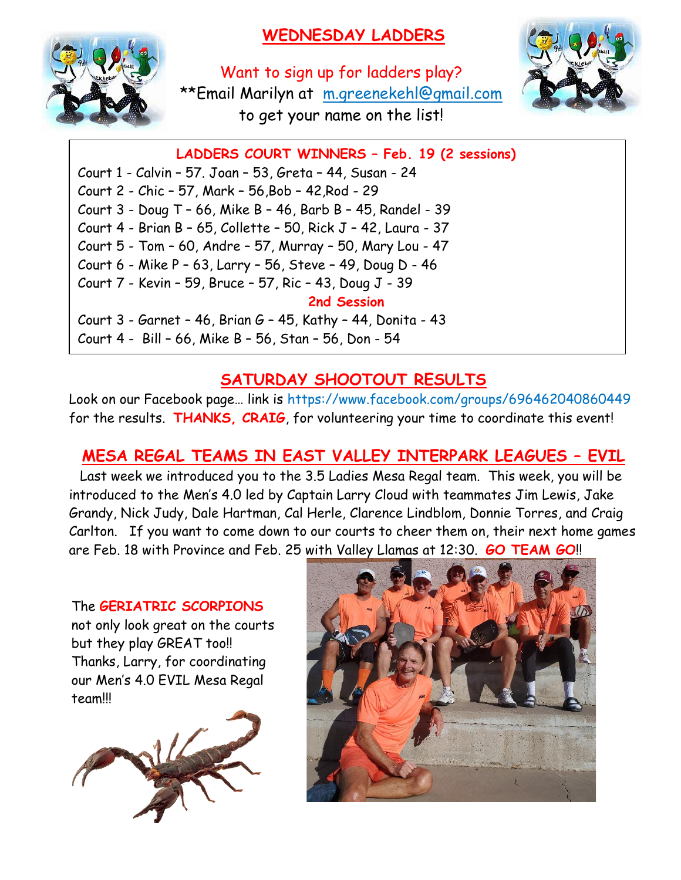## WEDNESDAY LADDERS

Want to sign up for ladders play?
**Email Marilyn at m.greenekehl@gmail.com to get your name on the list!

**LADDERS COURT WINNERS – Feb. 19 (2 sessions)**

Court 1 - Calvin – 57. Joan – 53, Greta – 44, Susan - 24
Court 2 - Chic – 57, Mark – 56,Bob – 42,Rod - 29
Court 3 - Doug T – 66, Mike B – 46, Barb B – 45, Randel - 39
Court 4 - Brian B – 65, Collette – 50, Rick J – 42, Laura - 37
Court 5 - Tom – 60, Andre – 57, Murray – 50, Mary Lou - 47
Court 6 - Mike P – 63, Larry – 56, Steve – 49, Doug D - 46
Court 7 - Kevin – 59, Bruce – 57, Ric – 43, Doug J - 39

**2nd Session**

Court 3 - Garnet – 46, Brian G – 45, Kathy – 44, Donita - 43
Court 4 - Bill – 66, Mike B – 56, Stan – 56, Don - 54

## SATURDAY SHOOTOUT RESULTS

Look on our Facebook page… link is https://www.facebook.com/groups/696462040860449 for the results. **THANKS, CRAIG**, for volunteering your time to coordinate this event!

## MESA REGAL TEAMS IN EAST VALLEY INTERPARK LEAGUES – EVIL

Last week we introduced you to the 3.5 Ladies Mesa Regal team. This week, you will be introduced to the Men's 4.0 led by Captain Larry Cloud with teammates Jim Lewis, Jake Grandy, Nick Judy, Dale Hartman, Cal Herle, Clarence Lindblom, Donnie Torres, and Craig Carlton. If you want to come down to our courts to cheer them on, their next home games are Feb. 18 with Province and Feb. 25 with Valley Llamas at 12:30. **GO TEAM GO**!!

The **GERIATRIC SCORPIONS** not only look great on the courts but they play GREAT too!! Thanks, Larry, for coordinating our Men's 4.0 EVIL Mesa Regal team!!!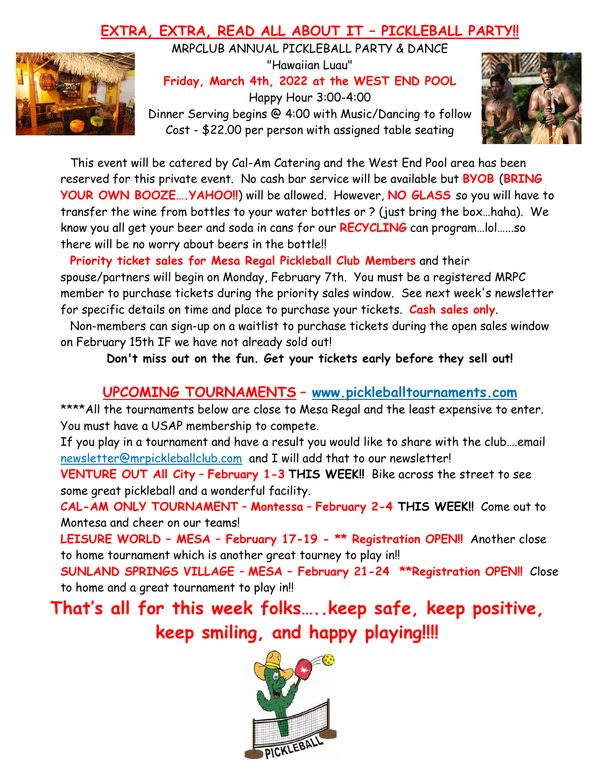## EXTRA, EXTRA, READ ALL ABOUT IT – PICKLEBALL PARTY!!

MRPCLUB ANNUAL PICKLEBALL PARTY & DANCE

"Hawaiian Luau"

**Friday, March 4th, 2022 at the WEST END POOL**

Happy Hour 3:00-4:00

Dinner Serving begins @ 4:00 with Music/Dancing to follow

Cost - $22.00 per person with assigned table seating

This event will be catered by Cal-Am Catering and the West End Pool area has been reserved for this private event. No cash bar service will be available but **BYOB** (**BRING YOUR OWN BOOZE….YAHOO!!**) will be allowed. However, **NO GLASS** so you will have to transfer the wine from bottles to your water bottles or ? (just bring the box…haha). We know you all get your beer and soda in cans for our **RECYCLING** can program…lol……so there will be no worry about beers in the bottle!!

**Priority ticket sales for Mesa Regal Pickleball Club Members** and their spouse/partners will begin on Monday, February 7th. You must be a registered MRPC member to purchase tickets during the priority sales window. See next week's newsletter for specific details on time and place to purchase your tickets. **Cash sales only**.

Non-members can sign-up on a waitlist to purchase tickets during the open sales window on February 15th IF we have not already sold out!

**Don't miss out on the fun. Get your tickets early before they sell out!**

## UPCOMING TOURNAMENTS – www.pickleballtournaments.com

****All the tournaments below are close to Mesa Regal and the least expensive to enter. You must have a USAP membership to compete.

If you play in a tournament and have a result you would like to share with the club….email newsletter@mrpickleballclub.com and I will add that to our newsletter!

**VENTURE OUT All City – February 1-3 THIS WEEK!!** Bike across the street to see some great pickleball and a wonderful facility.

**CAL-AM ONLY TOURNAMENT – Montessa – February 2-4 THIS WEEK!!** Come out to Montesa and cheer on our teams!

**LEISURE WORLD – MESA – February 17-19 - ** Registration OPEN!!** Another close to home tournament which is another great tourney to play in!!

**SUNLAND SPRINGS VILLAGE – MESA – February 21-24 **Registration OPEN!!** Close to home and a great tournament to play in!!

## That's all for this week folks…..keep safe, keep positive, keep smiling, and happy playing!!!!